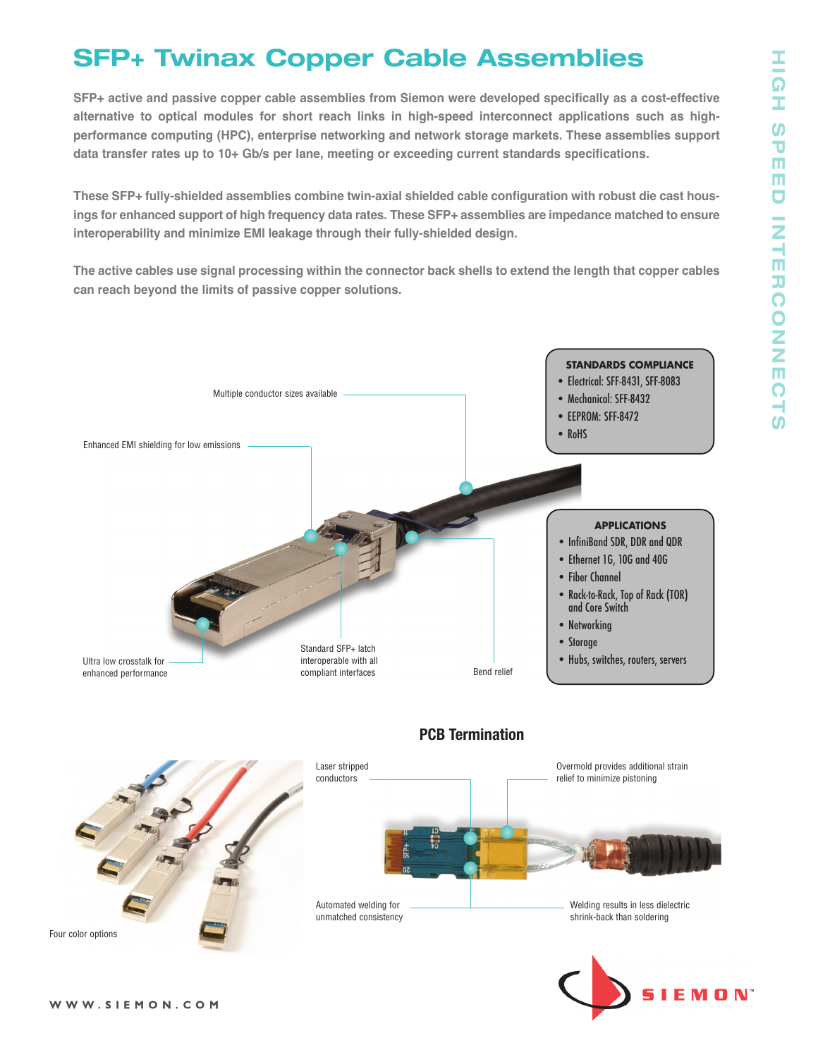# SFP+ Twinax Copper Cable Assemblies

**SFP+ active and passive copper cable assemblies from Siemon were developed specifically as a cost-effective alternative to optical modules for short reach links in high-speed interconnect applications such as high-performance computing (HPC), enterprise networking and network storage markets. These assemblies support data transfer rates up to 10+ Gb/s per lane, meeting or exceeding current standards specifications.**

**These SFP+ fully-shielded assemblies combine twin-axial shielded cable configuration with robust die cast housings for enhanced support of high frequency data rates. These SFP+ assemblies are impedance matched to ensure interoperability and minimize EMI leakage through their fully-shielded design.**

**The active cables use signal processing within the connector back shells to extend the length that copper cables can reach beyond the limits of passive copper solutions.**

Multiple conductor sizes available

Enhanced EMI shielding for low emissions

Ultra low crosstalk for enhanced performance

Standard SFP+ latch interoperable with all compliant interfaces

Bend relief

**STANDARDS COMPLIANCE**

- Electrical: SFF-8431, SFF-8083
- Mechanical: SFF-8432
- EEPROM: SFF-8472
- RoHS

**APPLICATIONS**

- InfiniBand SDR, DDR and QDR
- Ethernet 1G, 10G and 40G
- Fiber Channel
- Rack-to-Rack, Top of Rack (TOR) and Core Switch
- Networking
- Storage
- Hubs, switches, routers, servers

Four color options

## PCB Termination

Laser stripped conductors

Overmold provides additional strain relief to minimize pistoning

Automated welding for unmatched consistency

Welding results in less dielectric shrink-back than soldering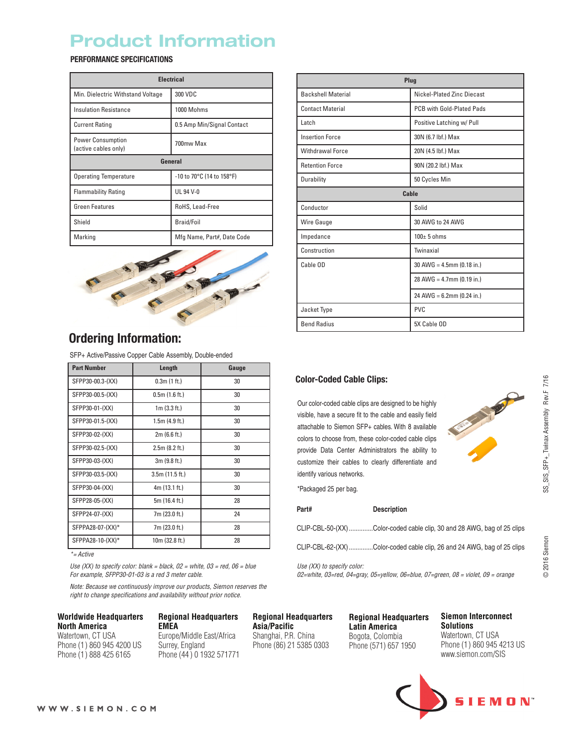# Product Information

**PERFORMANCE SPECIFICATIONS**

| Electrical | |
|---|---|
| Min. Dielectric Withstand Voltage | 300 VDC |
| Insulation Resistance | 1000 Mohms |
| Current Rating | 0.5 Amp Min/Signal Contact |
| Power Consumption (active cables only) | 700mw Max |
| **General** | |
| Operating Temperature | -10 to 70°C (14 to 158°F) |
| Flammability Rating | UL 94 V-0 |
| Green Features | RoHS, Lead-Free |
| Shield | Braid/Foil |
| Marking | Mfg Name, Part#, Date Code |

| Plug | |
|---|---|
| Backshell Material | Nickel-Plated Zinc Diecast |
| Contact Material | PCB with Gold-Plated Pads |
| Latch | Positive Latching w/ Pull |
| Insertion Force | 30N (6.7 lbf.) Max |
| Withdrawal Force | 20N (4.5 lbf.) Max |
| Retention Force | 90N (20.2 lbf.) Max |
| Durability | 50 Cycles Min |
| **Cable** | |
| Conductor | Solid |
| Wire Gauge | 30 AWG to 24 AWG |
| Impedance | 100± 5 ohms |
| Construction | Twinaxial |
| Cable OD | 30 AWG = 4.5mm (0.18 in.) |
| | 28 AWG = 4.7mm (0.19 in.) |
| | 24 AWG = 6.2mm (0.24 in.) |
| Jacket Type | PVC |
| Bend Radius | 5X Cable OD |

## Ordering Information:

SFP+ Active/Passive Copper Cable Assembly, Double-ended

| Part Number | Length | Gauge |
|---|---|---|
| SFPP30-00.3-(XX) | 0.3m (1 ft.) | 30 |
| SFPP30-00.5-(XX) | 0.5m (1.6 ft.) | 30 |
| SFPP30-01-(XX) | 1m (3.3 ft.) | 30 |
| SFPP30-01.5-(XX) | 1.5m (4.9 ft.) | 30 |
| SFPP30-02-(XX) | 2m (6.6 ft.) | 30 |
| SFPP30-02.5-(XX) | 2.5m (8.2 ft.) | 30 |
| SFPP30-03-(XX) | 3m (9.8 ft.) | 30 |
| SFPP30-03.5-(XX) | 3.5m (11.5 ft.) | 30 |
| SFPP30-04-(XX) | 4m (13.1 ft.) | 30 |
| SFPP28-05-(XX) | 5m (16.4 ft.) | 28 |
| SFPP24-07-(XX) | 7m (23.0 ft.) | 24 |
| SFPPA28-07-(XX)* | 7m (23.0 ft.) | 28 |
| SFPPA28-10-(XX)* | 10m (32.8 ft.) | 28 |

*\*= Active*

*Use (XX) to specify color: blank = black, 02 = white, 03 = red, 06 = blue*
*For example, SFPP30-01-03 is a red 3 meter cable.*

*Note: Because we continuously improve our products, Siemon reserves the right to change specifications and availability without prior notice.*

## Color-Coded Cable Clips:

Our color-coded cable clips are designed to be highly visible, have a secure fit to the cable and easily field attachable to Siemon SFP+ cables. With 8 available colors to choose from, these color-coded cable clips provide Data Center Administrators the ability to customize their cables to clearly differentiate and identify various networks.

*Packaged 25 per bag.

| Part# | Description |
|---|---|
| CLIP-CBL-50-(XX) | Color-coded cable clip, 30 and 28 AWG, bag of 25 clips |
| CLIP-CBL-62-(XX) | Color-coded cable clip, 26 and 24 AWG, bag of 25 clips |

*Use (XX) to specify color:*
*02=white, 03=red, 04=gray, 05=yellow, 06=blue, 07=green, 08 = violet, 09 = orange*

SS_SIS_SFP+_Twinax Assembly Rev.F 7/16

© 2016 Siemon

**Worldwide Headquarters North America**
Watertown, CT USA
Phone (1) 860 945 4200 US
Phone (1) 888 425 6165

**Regional Headquarters EMEA**
Europe/Middle East/Africa
Surrey, England
Phone (44 ) 0 1932 571771

**Regional Headquarters Asia/Pacific**
Shanghai, P.R. China
Phone (86) 21 5385 0303

**Regional Headquarters Latin America**
Bogota, Colombia
Phone (571) 657 1950

**Siemon Interconnect Solutions**
Watertown, CT USA
Phone (1) 860 945 4213 US
www.siemon.com/SIS

WWW.SIEMON.COM

SIEMON™